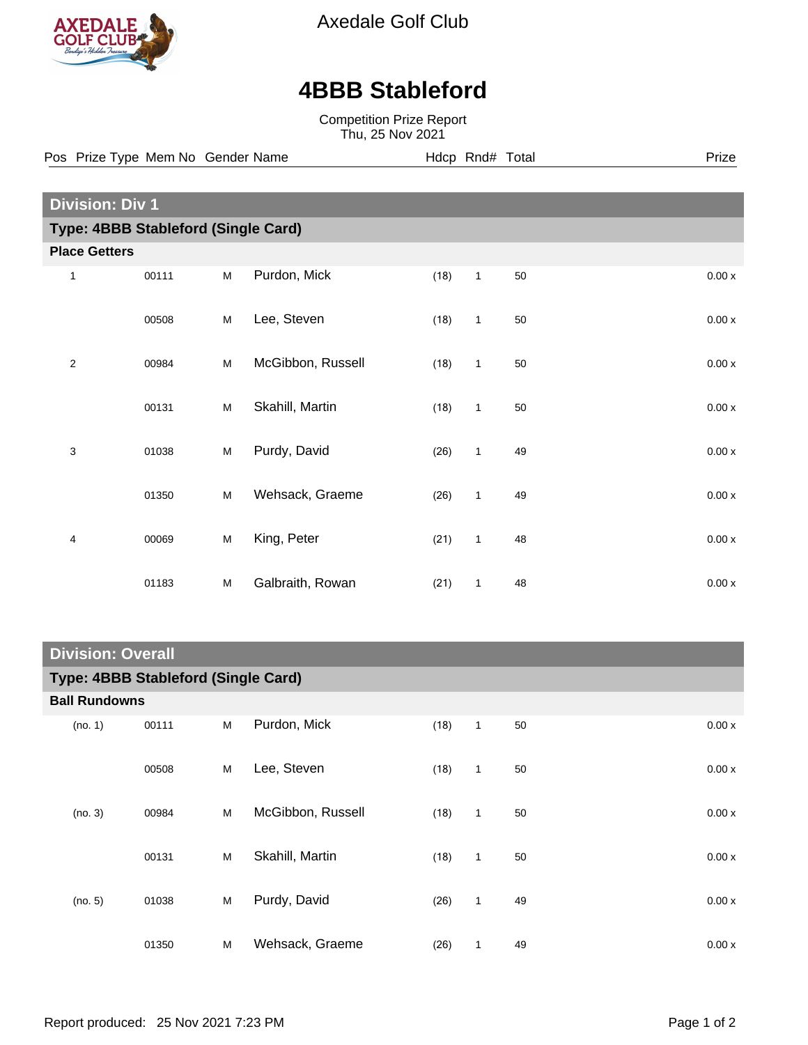Axedale Golf Club

# 4BBB Stableford

Competition Prize Report
Thu, 25 Nov 2021

## Division: Div 1

### Type: 4BBB Stableford (Single Card)

**Place Getters**

| Pos | Prize Type | Mem No | Gender | Name | Hdcp | Rnd# | Total | Prize |
|---|---|---|---|---|---|---|---|---|
| 1 | | 00111 | M | Purdon, Mick | (18) | 1 | 50 | 0.00 x |
| | | 00508 | M | Lee, Steven | (18) | 1 | 50 | 0.00 x |
| 2 | | 00984 | M | McGibbon, Russell | (18) | 1 | 50 | 0.00 x |
| | | 00131 | M | Skahill, Martin | (18) | 1 | 50 | 0.00 x |
| 3 | | 01038 | M | Purdy, David | (26) | 1 | 49 | 0.00 x |
| | | 01350 | M | Wehsack, Graeme | (26) | 1 | 49 | 0.00 x |
| 4 | | 00069 | M | King, Peter | (21) | 1 | 48 | 0.00 x |
| | | 01183 | M | Galbraith, Rowan | (21) | 1 | 48 | 0.00 x |

## Division: Overall

### Type: 4BBB Stableford (Single Card)

**Ball Rundowns**

| Pos | Prize Type | Mem No | Gender | Name | Hdcp | Rnd# | Total | Prize |
|---|---|---|---|---|---|---|---|---|
| (no. 1) | | 00111 | M | Purdon, Mick | (18) | 1 | 50 | 0.00 x |
| | | 00508 | M | Lee, Steven | (18) | 1 | 50 | 0.00 x |
| (no. 3) | | 00984 | M | McGibbon, Russell | (18) | 1 | 50 | 0.00 x |
| | | 00131 | M | Skahill, Martin | (18) | 1 | 50 | 0.00 x |
| (no. 5) | | 01038 | M | Purdy, David | (26) | 1 | 49 | 0.00 x |
| | | 01350 | M | Wehsack, Graeme | (26) | 1 | 49 | 0.00 x |

Report produced: 25 Nov 2021 7:23 PM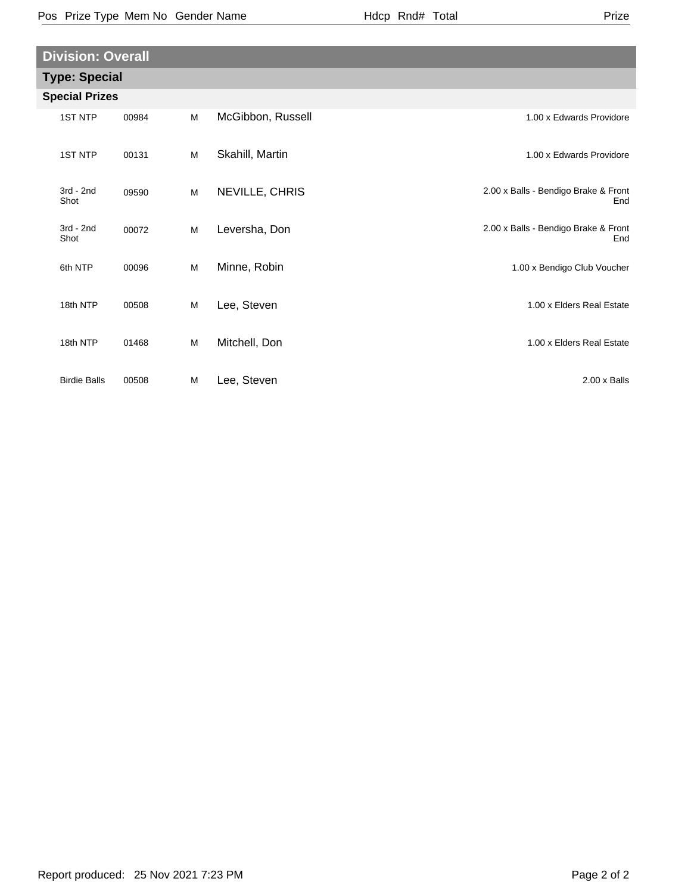| Pos | Prize Type | Mem No | Gender | Name | Hdcp | Rnd# | Total | Prize |
|---|---|---|---|---|---|---|---|---|

## Division: Overall

### Type: Special

#### Special Prizes

| Pos | Prize Type | Mem No | Gender | Name | Hdcp | Rnd# | Total | Prize |
|---|---|---|---|---|---|---|---|---|
| | 1ST NTP | 00984 | M | McGibbon, Russell | | | | 1.00 x Edwards Providore |
| | 1ST NTP | 00131 | M | Skahill, Martin | | | | 1.00 x Edwards Providore |
| | 3rd - 2nd Shot | 09590 | M | NEVILLE, CHRIS | | | | 2.00 x Balls - Bendigo Brake & Front End |
| | 3rd - 2nd Shot | 00072 | M | Leversha, Don | | | | 2.00 x Balls - Bendigo Brake & Front End |
| | 6th NTP | 00096 | M | Minne, Robin | | | | 1.00 x Bendigo Club Voucher |
| | 18th NTP | 00508 | M | Lee, Steven | | | | 1.00 x Elders Real Estate |
| | 18th NTP | 01468 | M | Mitchell, Don | | | | 1.00 x Elders Real Estate |
| | Birdie Balls | 00508 | M | Lee, Steven | | | | 2.00 x Balls |

Report produced: 25 Nov 2021 7:23 PM